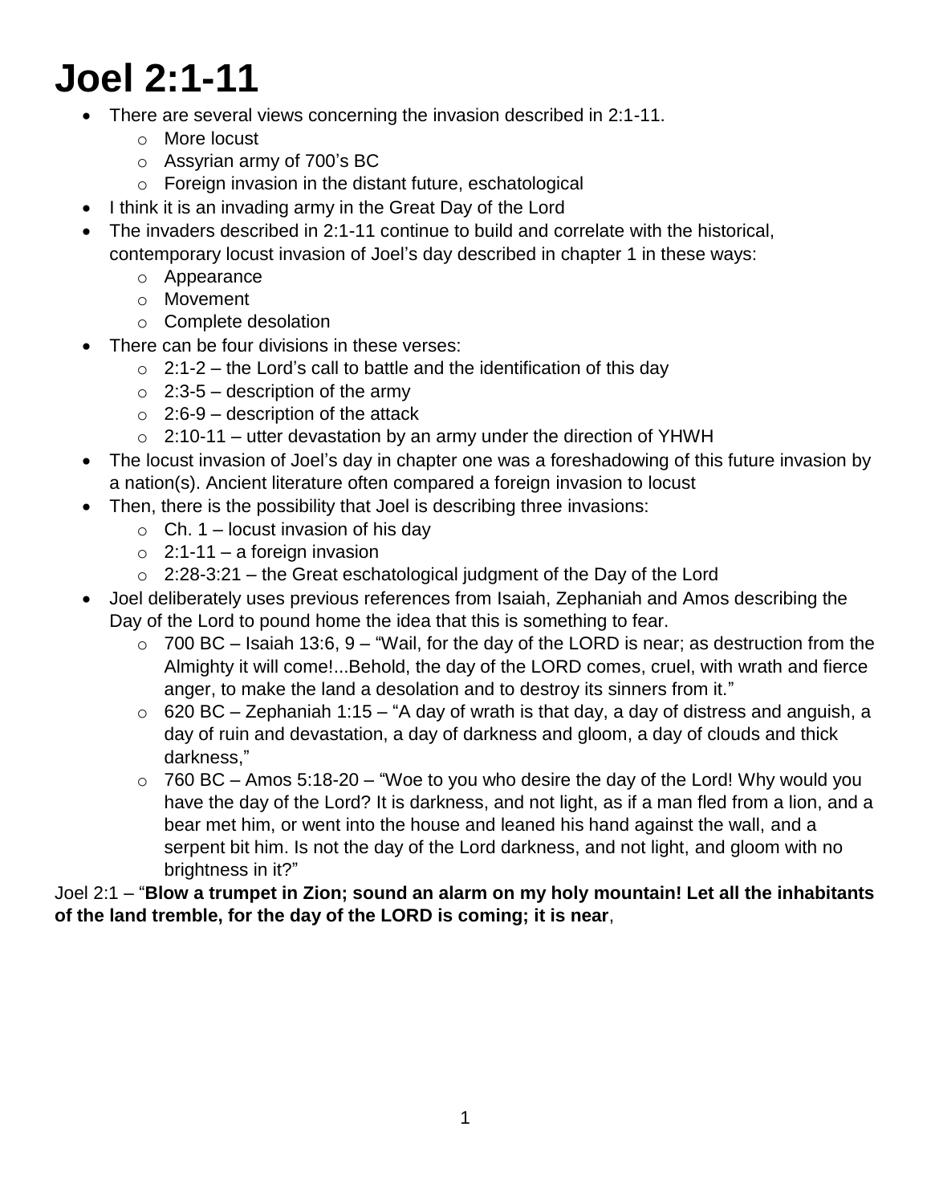# Joel 2:1-11

- There are several views concerning the invasion described in 2:1-11.
    - More locust
    - Assyrian army of 700's BC
    - Foreign invasion in the distant future, eschatological
- I think it is an invading army in the Great Day of the Lord
- The invaders described in 2:1-11 continue to build and correlate with the historical, contemporary locust invasion of Joel's day described in chapter 1 in these ways:
    - Appearance
    - Movement
    - Complete desolation
- There can be four divisions in these verses:
    - 2:1-2 – the Lord's call to battle and the identification of this day
    - 2:3-5 – description of the army
    - 2:6-9 – description of the attack
    - 2:10-11 – utter devastation by an army under the direction of YHWH
- The locust invasion of Joel's day in chapter one was a foreshadowing of this future invasion by a nation(s). Ancient literature often compared a foreign invasion to locust
- Then, there is the possibility that Joel is describing three invasions:
    - Ch. 1 – locust invasion of his day
    - 2:1-11 – a foreign invasion
    - 2:28-3:21 – the Great eschatological judgment of the Day of the Lord
- Joel deliberately uses previous references from Isaiah, Zephaniah and Amos describing the Day of the Lord to pound home the idea that this is something to fear.
    - 700 BC – Isaiah 13:6, 9 – "Wail, for the day of the LORD is near; as destruction from the Almighty it will come!...Behold, the day of the LORD comes, cruel, with wrath and fierce anger, to make the land a desolation and to destroy its sinners from it."
    - 620 BC – Zephaniah 1:15 – "A day of wrath is that day, a day of distress and anguish, a day of ruin and devastation, a day of darkness and gloom, a day of clouds and thick darkness,"
    - 760 BC – Amos 5:18-20 – "Woe to you who desire the day of the Lord! Why would you have the day of the Lord? It is darkness, and not light, as if a man fled from a lion, and a bear met him, or went into the house and leaned his hand against the wall, and a serpent bit him. Is not the day of the Lord darkness, and not light, and gloom with no brightness in it?"

Joel 2:1 – "**Blow a trumpet in Zion; sound an alarm on my holy mountain! Let all the inhabitants of the land tremble, for the day of the LORD is coming; it is near**,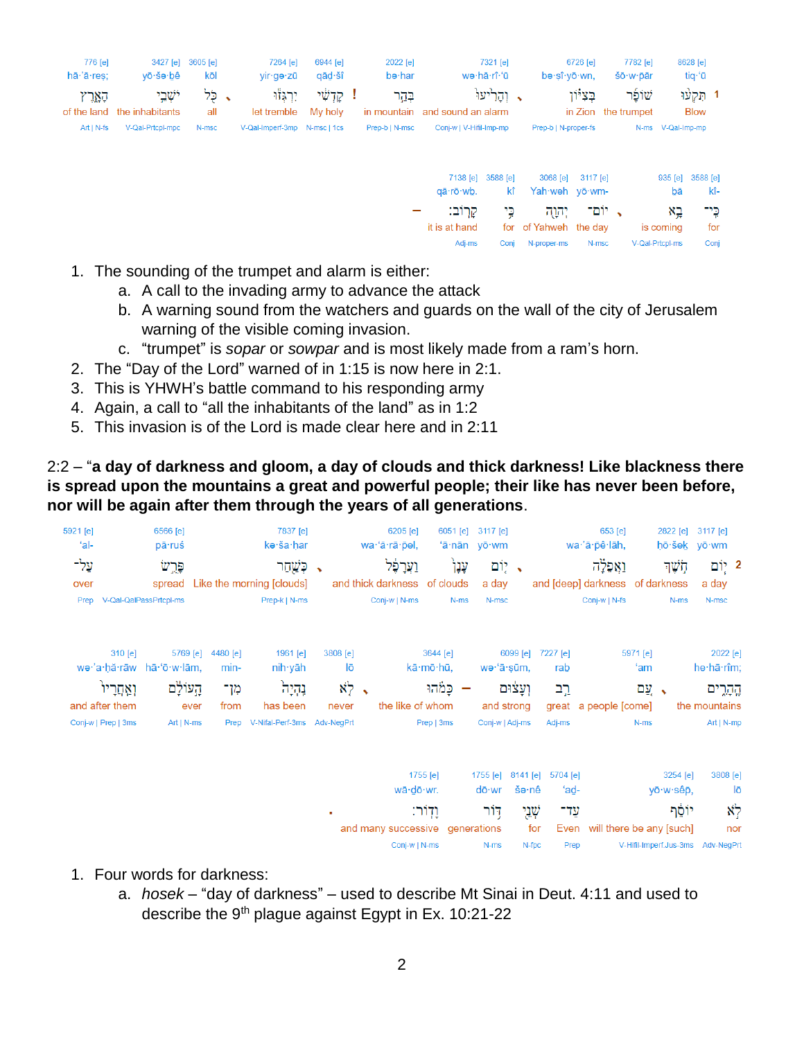| 776 [e] | 3427 [e] | 3605 [e] | | 7264 [e] | 6944 [e] | | 2022 [e] | 7321 [e] | | 6726 [e] | 7782 [e] | 8628 [e] | |
|---|---|---|---|---|---|---|---|---|---|---|---|---|---|
| hā·’ā·reṣ; | yō·šə·ḇê | kōl | | yir·gə·zū | qāḏ·šî | | bə·har | wə·hā·rî·‘ū | | bə·ṣî·yō·wn, | šō·w·p̄ār | tiq·‘ū | |
| הָאָ֔רֶץ | יֹשְׁבֵ֣י | כֹּ֖ל | ، | יִרְגְּז֕וּ | קָדְשִׁ֔י | ! | בְּהַ֣ר | וְהָרִ֙יעוּ֙ | ، | בְּצִיּ֗וֹן | שׁוֹפָ֜ר | תִּקְע֨וּ | 1 |
| of the land | the inhabitants | all | | let tremble | My holy | | in mountain | and sound an alarm | | in Zion | the trumpet | Blow | |
| Art \| N-fs | V-Qal-Prtcpl-mpc | N-msc | | V-Qal-Imperf-3mp | N-msc \| 1cs | | Prep-b \| N-msc | Conj-w \| V-Hifil-Imp-mp | | Prep-b \| N-proper-fs | N-ms | V-Qal-Imp-mp | |

| | 7138 [e] | 3588 [e] | 3068 [e] | 3117 [e] | | 935 [e] | 3588 [e] |
|---|---|---|---|---|---|---|---|
| | qā·rō·wḇ. | kî | Yah·weh | yō·wm- | | ḇā | kî- |
| – | קָרֽוֹב׃ | כִּ֥י | יְהוָ֖ה | י֥וֹם־ | ، | בָ֥א | כִּי־ |
| | it is at hand | for | of Yahweh | the day | | is coming | for |
| | Adj-ms | Conj | N-proper-ms | N-msc | | V-Qal-Prtcpl-ms | Conj |

1. The sounding of the trumpet and alarm is either:
    a. A call to the invading army to advance the attack
    b. A warning sound from the watchers and guards on the wall of the city of Jerusalem warning of the visible coming invasion.
    c. "trumpet" is *sopar* or *sowpar* and is most likely made from a ram's horn.
2. The "Day of the Lord" warned of in 1:15 is now here in 2:1.
3. This is YHWH's battle command to his responding army
4. Again, a call to "all the inhabitants of the land" as in 1:2
5. This invasion is of the Lord is made clear here and in 2:11

2:2 – "**a day of darkness and gloom, a day of clouds and thick darkness! Like blackness there is spread upon the mountains a great and powerful people; their like has never been before, nor will be again after them through the years of all generations**.

| 5921 [e] | 6566 [e] | 7837 [e] | | 6205 [e] | 6051 [e] | 3117 [e] | | 653 [e] | 2822 [e] | 3117 [e] | |
|---|---|---|---|---|---|---|---|---|---|---|---|
| ‘al- | pā·ruś | kə·ša·har | | wa·‘ă·rā·p̄el, | ‘ā·nān | yō·wm | | wa·’ă·p̄ê·lāh, | ḥō·šek | yō·wm | |
| עַל־ | פָּרֻ֣שׂ | כְּשַׁ֖חַר | ، | וַעֲרָפֶ֔ל | עָנָ֣ן | י֤וֹם | ، | וַאֲפֵלָ֗ה | חֹ֜שֶׁךְ | י֣וֹם | 2 |
| over | spread | Like the morning [clouds] | | and thick darkness | of clouds | a day | | and [deep] darkness | of darkness | a day | |
| Prep | V-Qal-QalPassPrtcpl-ms | Prep-k \| N-ms | | Conj-w \| N-ms | N-ms | N-msc | | Conj-w \| N-fs | N-ms | N-msc | |

| 310 [e] | 5769 [e] | 4480 [e] | 1961 [e] | 3808 [e] | | 3644 [e] | | 6099 [e] | 7227 [e] | 5971 [e] | | 2022 [e] |
|---|---|---|---|---|---|---|---|---|---|---|---|---|
| wə·’a·ḥă·rāw | hā·‘ō·w·lām, | min- | nih·yāh | lō | | kā·mō·hū, | | wə·‘ā·ṣūm, | rab | ‘am | | he·hā·rîm; |
| וְאַחֲרָ֣יו | הָֽעוֹלָ֔ם | מִן־ | נִֽהְיָה֙ | לֹ֤א | ، | כָּמֹ֗הוּ | – | וְעָצ֔וּם | רַ֣ב | עַ֚ם | ، | הֶהָרִ֑ים |
| and after them | ever | from | has been | never | | the like of whom | | and strong | great | a people [come] | | the mountains |
| Conj-w \| Prep \| 3ms | Art \| N-ms | Prep | V-Nifal-Perf-3ms | Adv-NegPrt | | Prep \| 3ms | | Conj-w \| Adj-ms | Adj-ms | N-ms | | Art \| N-mp |

| | 1755 [e] | 1755 [e] | 8141 [e] | 5704 [e] | 3254 [e] | 3808 [e] |
|---|---|---|---|---|---|---|
| | wā·ḏō·wr. | dō·wr | šə·nê | ‘aḏ- | yō·w·sêp̄, | lō |
| . | וָדֽוֹר׃ | דּ֥וֹר | שְׁנֵ֖י | עַד־ | יוֹסֵ֔ף | לֹ֣א |
| | and many successive | generations | for | Even | will there be any [such] | nor |
| | Conj-w \| N-ms | N-ms | N-fpc | Prep | V-Hifil-Imperf.Jus-3ms | Adv-NegPrt |

1. Four words for darkness:
    a. *hosek* – "day of darkness" – used to describe Mt Sinai in Deut. 4:11 and used to describe the 9th plague against Egypt in Ex. 10:21-22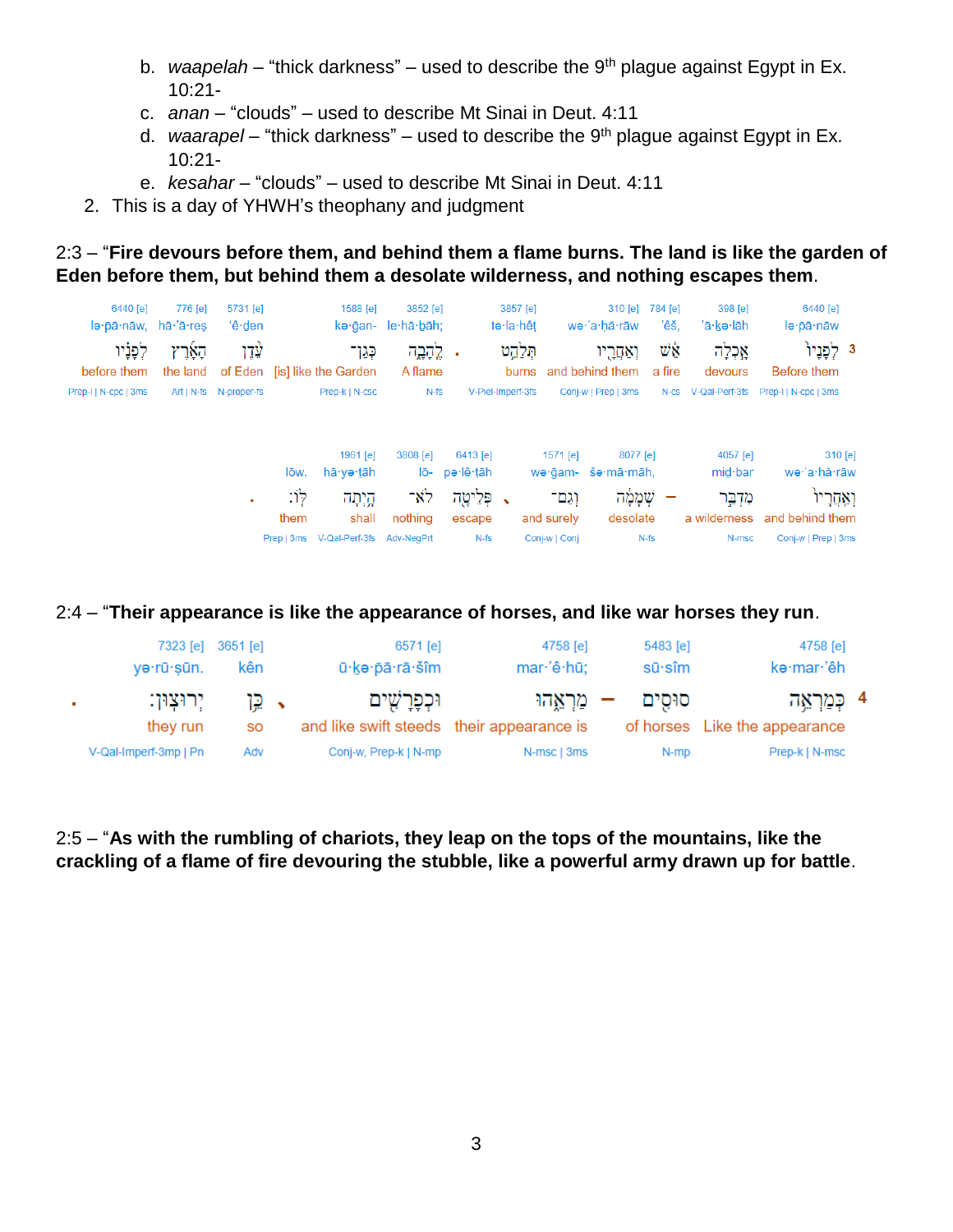b. *waapelah* – "thick darkness" – used to describe the 9th plague against Egypt in Ex. 10:21-
   c. *anan* – "clouds" – used to describe Mt Sinai in Deut. 4:11
   d. *waarapel* – "thick darkness" – used to describe the 9th plague against Egypt in Ex. 10:21-
   e. *kesahar* – "clouds" – used to describe Mt Sinai in Deut. 4:11

2. This is a day of YHWH's theophany and judgment

2:3 – "**Fire devours before them, and behind them a flame burns. The land is like the garden of Eden before them, but behind them a desolate wilderness, and nothing escapes them**.

| 6440 [e] | 776 [e] | 5731 [e] | 1588 [e] | 3852 [e] | | 3857 [e] | 310 [e] | 784 [e] | 398 [e] | 6440 [e] | |
|---|---|---|---|---|---|---|---|---|---|---|---|
| lə·p̄ā·nāw, | hā·'ā·reṣ | 'ê·ḏen | kə·ḡan- | le·hā·ḇāh; | | tə·la·hêṭ | wə·'a·ḥă·rāw | 'êš, | 'ā·ḵə·lāh | lə·p̄ā·nāw | |
| לְפָנָ֗יו | הָאָ֜רֶץ | עֵ֨דֶן | כְּגַן־ | לֶהָבָ֑ה | . | תְּלַהֵ֣ט | וְאַחֲרָ֖יו | אֵ֔שׁ | אָכְלָ֣ה | לְפָנָיו֙ | 3 |
| before them | the land | of Eden | [is] like the Garden | A flame | | burns | and behind them | a fire | devours | Before them | |
| Prep-l \| N-cpc \| 3ms | Art \| N-fs | N-proper-fs | Prep-k \| N-csc | N-fs | | V-Piel-Imperf-3fs | Conj-w \| Prep \| 3ms | N-cs | V-Qal-Perf-3fs | Prep-l \| N-cpc \| 3ms | |

| | 1961 [e] | 3808 [e] | 6413 [e] | | 1571 [e] | 8077 [e] | | 4057 [e] | 310 [e] |
|---|---|---|---|---|---|---|---|---|---|
| lōw. | hā·yə·ṯāh | lō- | pə·lê·ṭāh | | wə·ḡam- | šə·mā·māh, | | mid·bar | wə·'a·ḥă·rāw |
| לֽוֹ׃ | הָ֥יְתָה | לֹא־ | פְּלֵיטָ֖ה | ، | וְגַם־ | שְׁמָמָ֔ה | – | מִדְבַּ֣ר | וְאַחֲרָיו֙ |
| them | shall | nothing | escape | | and surely | desolate | | a wilderness | and behind them |
| Prep \| 3ms | V-Qal-Perf-3fs | Adv-NegPrt | N-fs | | Conj-w \| Conj | N-fs | | N-msc | Conj-w \| Prep \| 3ms |

2:4 – "**Their appearance is like the appearance of horses, and like war horses they run**.

| 7323 [e] | 3651 [e] | | 6571 [e] | 4758 [e] | | 5483 [e] | 4758 [e] | |
|---|---|---|---|---|---|---|---|---|
| yə·rū·ṣūn. | kên | | ū·ḵə·p̄ā·rā·šîm | mar·'ê·hū; | | sū·sîm | kə·mar·'êh | |
| יְרוּצֽוּן׃ | כֵּ֥ן | ، | וּכְפָרָשִׁ֖ים | מַרְאֵ֑הוּ | – | סוּסִ֖ים | כְּמַרְאֵ֥ה | 4 |
| they run | so | | and like swift steeds | their appearance is | | of horses | Like the appearance | |
| V-Qal-Imperf-3mp \| Pn | Adv | | Conj-w, Prep-k \| N-mp | N-msc \| 3ms | | N-mp | Prep-k \| N-msc | |

2:5 – "**As with the rumbling of chariots, they leap on the tops of the mountains, like the crackling of a flame of fire devouring the stubble, like a powerful army drawn up for battle**.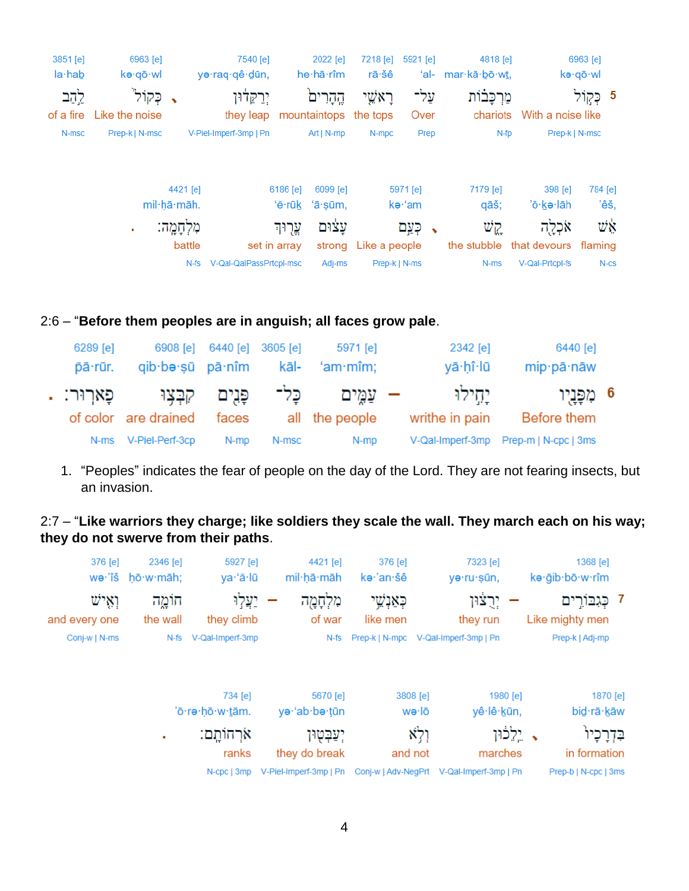| 3851 [e] | 6963 [e] | 7540 [e] | 2022 [e] | 7218 [e] | 5921 [e] | 4818 [e] | 6963 [e] | |
|---|---|---|---|---|---|---|---|---|
| la·haḇ | kə·qō·wl | yə·raq·qê·ḏūn, | he·hā·rîm | rā·šê | ‘al- | mar·kā·ḇō·wṯ, | kə·qō·wl | |
| לָהַב | כְּקוֹל ، | יְרַקֵּד֔וּן | הֶהָרִים֙ | רָאשֵׁ֤י | עַל־ | מַרְכָּב֗וֹת | כְּק֣וֹל | 5 |
| of a fire | Like the noise | they leap | mountaintops | the tops | Over | chariots | With a noise like | |
| N-msc | Prep-k \| N-msc | V-Piel-Imperf-3mp \| Pn | Art \| N-mp | N-mpc | Prep | N-fp | Prep-k \| N-msc | |

| 4421 [e] | 6186 [e] | 6099 [e] | 5971 [e] | 7179 [e] | 398 [e] | 784 [e] |
|---|---|---|---|---|---|---|
| mil·ḥā·māh. | ‘ĕ·rūḵ | ‘ā·ṣūm, | kə·‘am | qāš; | ’ō·ḵə·lāh | ’êš, |
| מִלְחָמָֽה׃ . | עֱר֖וּךְ | עָצ֔וּם | כְּעַ֣ם ، | קָ֑שׁ | אֹ֣כְלָה | אֵ֖שׁ |
| battle | set in array | strong | Like a people | the stubble | that devours | flaming |
| N-fs | V-Qal-QalPassPrtcpl-msc | Adj-ms | Prep-k \| N-ms | N-ms | V-Qal-Prtcpl-fs | N-cs |

2:6 – “**Before them peoples are in anguish; all faces grow pale**.

| 6289 [e] | 6908 [e] | 6440 [e] | 3605 [e] | 5971 [e] | 2342 [e] | 6440 [e] | |
|---|---|---|---|---|---|---|---|
| pā·rūr. | qib·bə·ṣū | pā·nîm | kāl- | ‘am·mîm; | yā·ḥî·lū | mip·pā·nāw | |
| פָארֽוּר׃ . | קִבְּצ֥וּ | פָּנִ֖ים | כָּל־ | עַמִּ֑ים – | יָחִ֣ילוּ | מִפָּנָ֖יו | 6 |
| of color | are drained | faces | all | the people | writhe in pain | Before them | |
| N-ms | V-Piel-Perf-3cp | N-mp | N-msc | N-mp | V-Qal-Imperf-3mp | Prep-m \| N-cpc \| 3ms | |

1. “Peoples” indicates the fear of people on the day of the Lord. They are not fearing insects, but an invasion.

2:7 – “**Like warriors they charge; like soldiers they scale the wall. They march each on his way; they do not swerve from their paths**.

| 376 [e] | 2346 [e] | 5927 [e] | 4421 [e] | 376 [e] | 7323 [e] | 1368 [e] | |
|---|---|---|---|---|---|---|---|
| wə·’îš | ḥō·w·māh; | ya·‘ă·lū | mil·ḥā·māh | kə·’an·šê | yə·ru·ṣūn, | kə·ḡib·bō·w·rîm | |
| וְאִ֤ישׁ | חוֹמָ֑ה | יַעֲל֣וּ – | מִלְחָמָ֖ה | כְּאַנְשֵׁ֥י | יְרֻצ֔וּן – | כְּגִבּוֹרִ֣ים | 7 |
| and every one | the wall | they climb | of war | like men | they run | Like mighty men | |
| Conj-w \| N-ms | N-fs | V-Qal-Imperf-3mp | N-fs | Prep-k \| N-mpc | V-Qal-Imperf-3mp \| Pn | Prep-k \| Adj-mp | |

| 734 [e] | 5670 [e] | 3808 [e] | 1980 [e] | 1870 [e] |
|---|---|---|---|---|
| ’ō·rə·ḥō·w·ṯām. | yə·‘ab·bə·ṭūn | wə·lō | yê·lê·ḵūn, | biḏ·rā·ḵāw |
| אֹרְחוֹתָֽם׃ . | יְעַבְּט֖וּן | וְלֹ֥א | יֵֽלֵכ֔וּן ، | בִּדְרָכָיו֙ |
| ranks | they do break | and not | marches | in formation |
| N-cpc \| 3mp | V-Piel-Imperf-3mp \| Pn | Conj-w \| Adv-NegPrt | V-Qal-Imperf-3mp \| Pn | Prep-b \| N-cpc \| 3ms |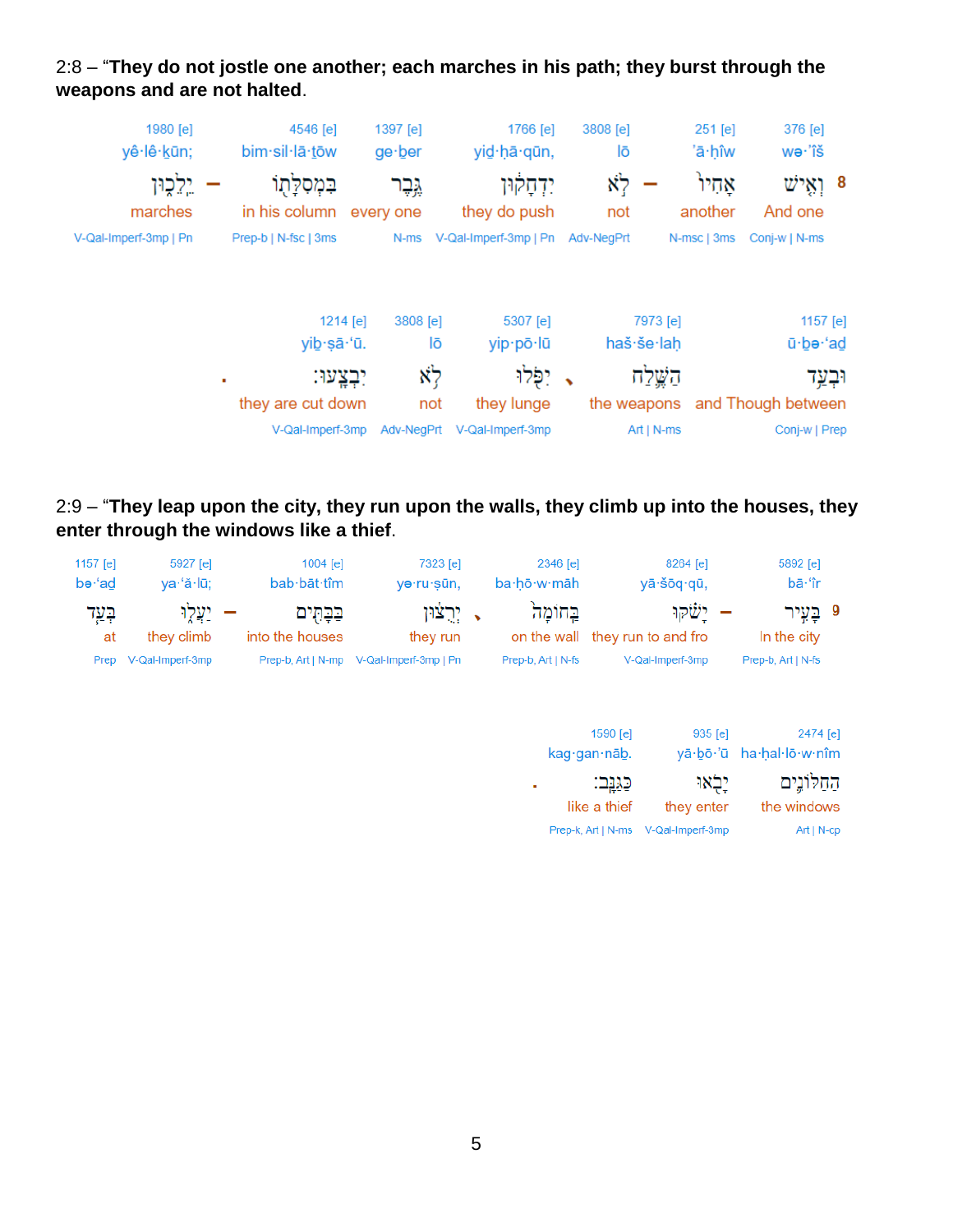2:8 – “**They do not jostle one another; each marches in his path; they burst through the weapons and are not halted**.

| 1980 [e] | | 4546 [e] | 1397 [e] | 1766 [e] | 3808 [e] | | 251 [e] | 376 [e] | |
|---|---|---|---|---|---|---|---|---|---|
| yê·lê·ḵūn; | | bim·sil·lā·ṯōw | ge·ḇer | yiḏ·ḥā·qūn, | lō | | ’ā·ḥîw | wə·’îš | |
| יֵלֵכ֑וּן | – | בִּמְסִלָּת֖וֹ | גֶּ֥בֶר | יִדְחָק֔וּן | לֹ֣א | – | אָחִיו֙ | וְאִ֤ישׁ | 8 |
| marches | | in his column | every one | they do push | not | | another | And one | |
| V-Qal-Imperf-3mp \| Pn | | Prep-b \| N-fsc \| 3ms | N-ms | V-Qal-Imperf-3mp \| Pn | Adv-NegPrt | | N-msc \| 3ms | Conj-w \| N-ms | |

| | 1214 [e] | 3808 [e] | 5307 [e] | | 7973 [e] | 1157 [e] |
|---|---|---|---|---|---|---|
| | yiḇ·ṣā·‘ū. | lō | yip·pō·lū | | haš·še·laḥ | ū·ḇə·‘aḏ |
| . | יִבְצָֽעוּ׃ | לֹ֥א | יִפֹּ֖לוּ | ، | הַשֶּׁ֥לַח | וּבְעַ֥ד |
| | they are cut down | not | they lunge | | the weapons | and Though between |
| | V-Qal-Imperf-3mp | Adv-NegPrt | V-Qal-Imperf-3mp | | Art \| N-ms | Conj-w \| Prep |

2:9 – “**They leap upon the city, they run upon the walls, they climb up into the houses, they enter through the windows like a thief**.

| 1157 [e] | 5927 [e] | | 1004 [e] | 7323 [e] | | 2346 [e] | 8264 [e] | | 5892 [e] | |
|---|---|---|---|---|---|---|---|---|---|---|
| bə·‘aḏ | ya·‘ă·lū; | | bab·bāt·tîm | yə·ru·ṣūn, | | ba·ḥō·w·māh | yā·šōq·qū, | | bā·‘îr | |
| בְּעַ֥ד | יַעֲל֑וּ | – | בַּבָּתִּ֣ים | יְרֻצ֔וּן | ، | בַּחוֹמָה֙ | יָשֹׁ֗קּוּ | – | בָּעִ֣יר | 9 |
| at | they climb | | into the houses | they run | | on the wall | they run to and fro | | In the city | |
| Prep | V-Qal-Imperf-3mp | | Prep-b, Art \| N-mp | V-Qal-Imperf-3mp \| Pn | | Prep-b, Art \| N-fs | V-Qal-Imperf-3mp | | Prep-b, Art \| N-fs | |

| | 1590 [e] | 935 [e] | 2474 [e] |
|---|---|---|---|
| | kag·gan·nāḇ. | yā·ḇō·’ū | ha·ḥal·lō·w·nîm |
| . | כַּגַּנָּֽב׃ | יָבֹ֖אוּ | הַֽחַלּוֹנִ֛ים |
| | like a thief | they enter | the windows |
| | Prep-k, Art \| N-ms | V-Qal-Imperf-3mp | Art \| N-cp |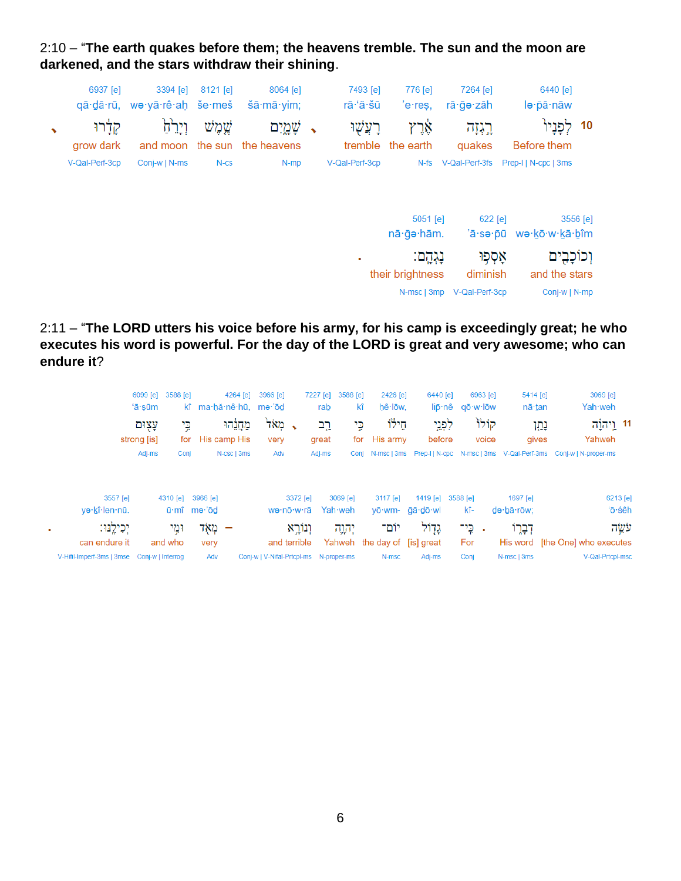2:10 – “**The earth quakes before them; the heavens tremble. The sun and the moon are darkened, and the stars withdraw their shining**.

| | | | | | | | | | |
|---|---|---|---|---|---|---|---|---|---|
| 10 | 6440 [e] | 7264 [e] | 776 [e] | 7493 [e] | 8064 [e] | 8121 [e] | 3394 [e] | 6937 [e] | |
| | lə·pā·nāw | rā·ḡə·zāh | ’e·reṣ, | rā·‘ă·šū | šā·mā·yim; | še·meš | wə·yā·rê·aḥ | qā·ḏā·rū, | |
| | לְפָנָיו֙ | רָ֣גְזָה | אֶ֔רֶץ | רָעֲשׁ֖וּ | שָׁמָ֑יִם | שֶׁ֣מֶשׁ | וְיָרֵ֣חַ | קָדָ֔רוּ | |
| | Before them | quakes | the earth | tremble | the heavens | the sun | and moon | grow dark | |
| | Prep-l \| N-cpc \| 3ms | V-Qal-Perf-3fs | N-fs | V-Qal-Perf-3cp | N-mp | N-cs | Conj-w \| N-ms | V-Qal-Perf-3cp | |

| | | | |
|---|---|---|---|
| 3556 [e] | 622 [e] | 5051 [e] | |
| wə·ḵō·w·ḵā·ḇîm | ’ā·sə·pū | nā·ḡə·hām. | |
| וְכוֹכָבִ֖ים | אָסְפ֥וּ | נָגְהָֽם׃ | |
| and the stars | diminish | their brightness | |
| Conj-w \| N-mp | V-Qal-Perf-3cp | N-msc \| 3mp | |

2:11 – “**The LORD utters his voice before his army, for his camp is exceedingly great; he who executes his word is powerful. For the day of the LORD is great and very awesome; who can endure it**?

| | | | | | | | | | | | |
|---|---|---|---|---|---|---|---|---|---|---|---|
| 11 | 3068 [e] | 5414 [e] | 6963 [e] | 6440 [e] | 2426 [e] | 3588 [e] | 7227 [e] | 3966 [e] | 4264 [e] | 3588 [e] | 6099 [e] |
| | Yah·weh | nā·tan | qō·w·lōw | lip̄·nê | ḥê·lōw, | kî | rab | mə·’ōd | ma·ḥă·nê·hū, | kî | ‘ā·ṣūm |
| | וַֽיהוָ֗ה | נָתַ֣ן | קוֹלוֹ֮ | לִפְנֵ֣י | חֵילוֹ֒ | כִּ֣י | רַ֤ב | מְאֹד֙ | מַחֲנֵ֔הוּ | כִּ֥י | עָצ֖וּם |
| | Yahweh | gives | voice | before | His army | for | great | very | His camp His | for | strong [is] |
| | Conj-w \| N-proper-ms | V-Qal-Perf-3ms | N-msc \| 3ms | Prep-l \| N-cpc | N-msc \| 3ms | Conj | Adj-ms | Adv | N-csc \| 3ms | Conj | Adj-ms |

| | | | | | | | | | |
|---|---|---|---|---|---|---|---|---|---|
| 6213 [e] | 1697 [e] | 3588 [e] | 1419 [e] | 3117 [e] | 3069 [e] | 3372 [e] | 3966 [e] | 4310 [e] | 3557 [e] |
| ‘ō·śêh | də·ḇā·rōw; | kî- | ḡā·ḏō·wl | yō·wm- | Yah·weh | wə·nō·w·rā | mə·’ōḏ | ū·mî | yə·ḵî·len·nū. |
| עֹשֵׂ֣ה | דְבָר֑וֹ | כִּֽי־ | גָד֧וֹל | יוֹם־ | יְהוָ֛ה | וְנוֹרָ֥א | מְאֹ֖ד | וּמִ֥י | יְכִילֶֽנּוּ׃ |
| [the One] who executes | His word | For | [is] great | the day of | Yahweh | and terrible | very | and who | can endure it |
| V-Qal-Prtcpl-msc | N-msc \| 3ms | Conj | Adj-ms | N-msc | N-proper-ms | Conj-w \| V-Nifal-Prtcpl-ms | Adv | Conj-w \| Interrog | V-Hifil-Imperf-3ms \| 3mse |